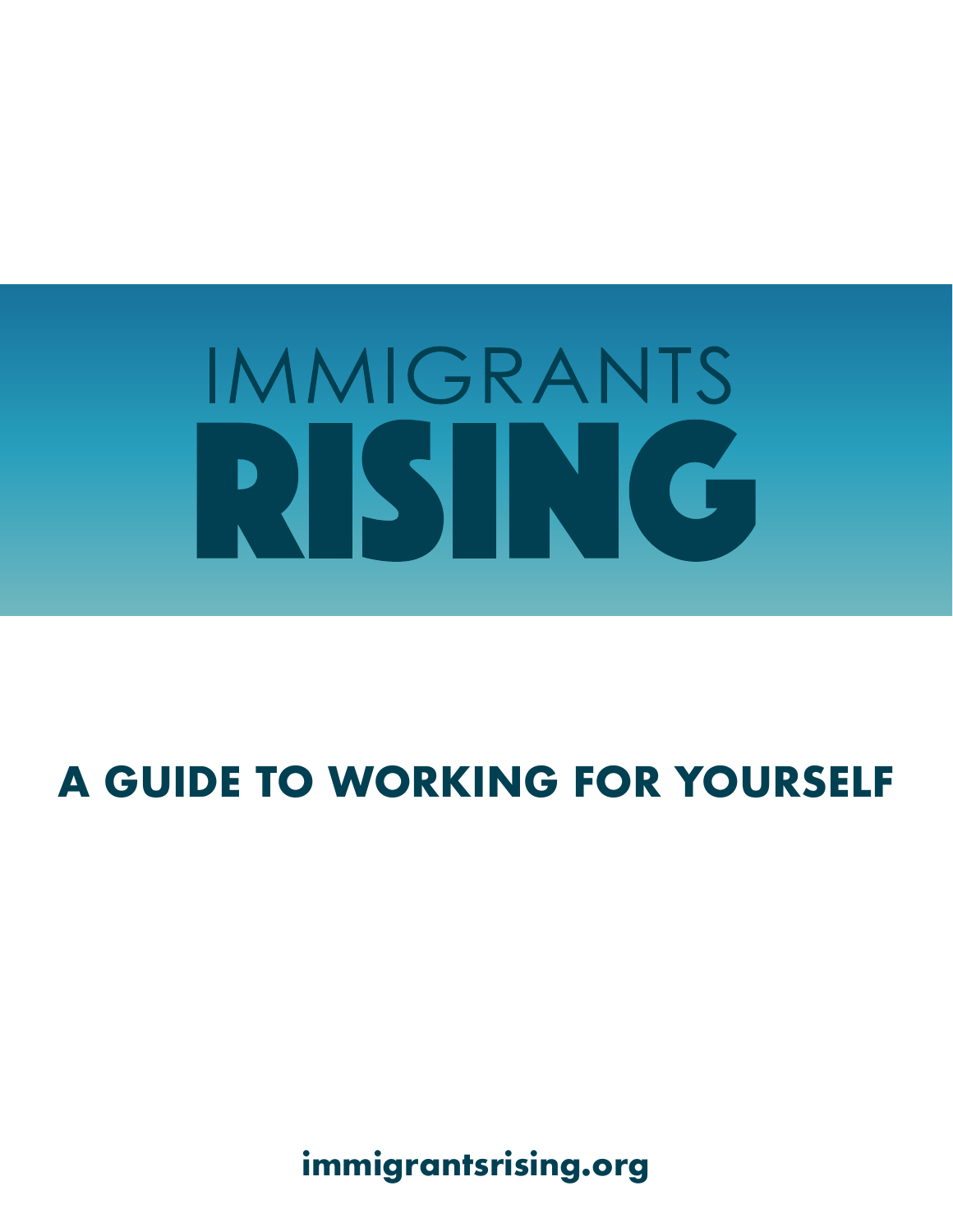IMMIGRANTS

RISING

# A GUIDE TO WORKING FOR YOURSELF

immigrantsrising.org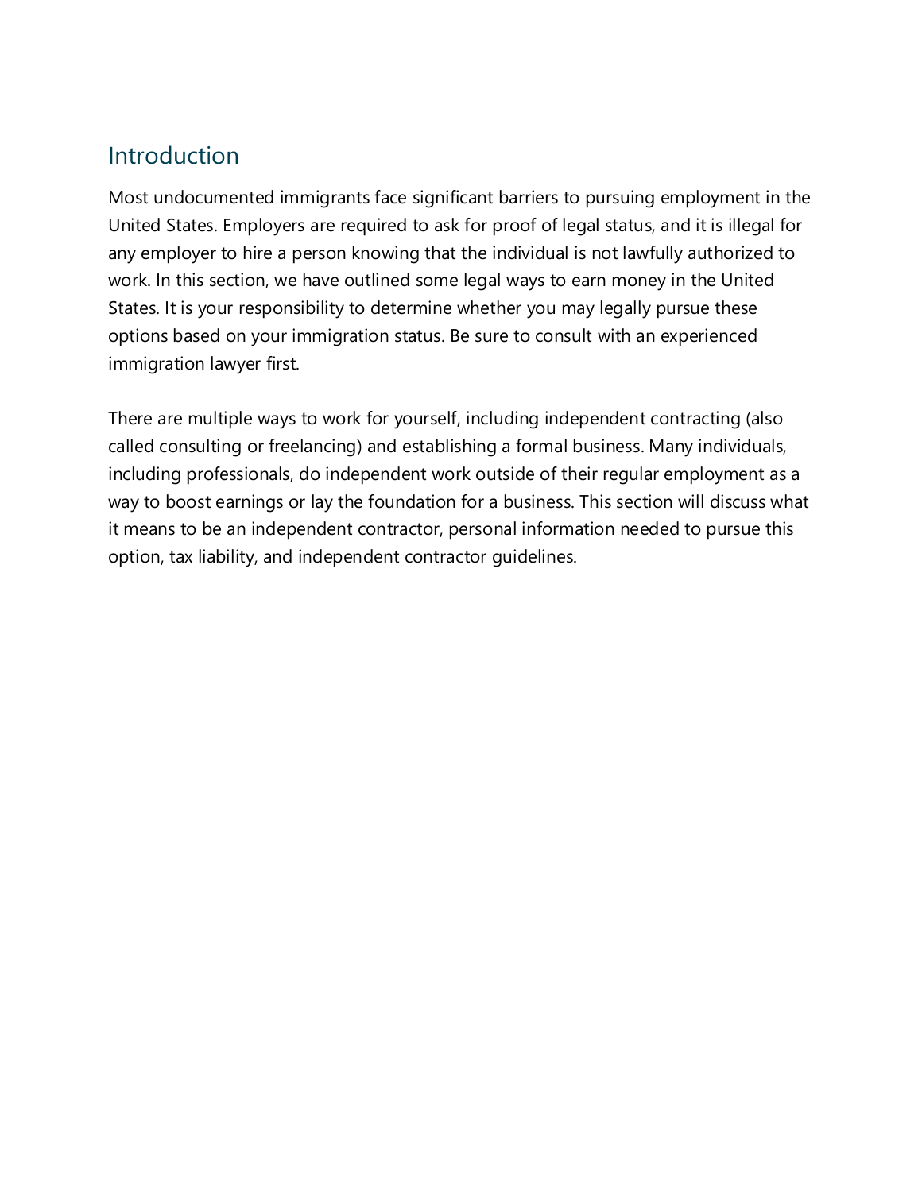## Introduction

Most undocumented immigrants face significant barriers to pursuing employment in the United States. Employers are required to ask for proof of legal status, and it is illegal for any employer to hire a person knowing that the individual is not lawfully authorized to work. In this section, we have outlined some legal ways to earn money in the United States. It is your responsibility to determine whether you may legally pursue these options based on your immigration status. Be sure to consult with an experienced immigration lawyer first.

There are multiple ways to work for yourself, including independent contracting (also called consulting or freelancing) and establishing a formal business. Many individuals, including professionals, do independent work outside of their regular employment as a way to boost earnings or lay the foundation for a business. This section will discuss what it means to be an independent contractor, personal information needed to pursue this option, tax liability, and independent contractor guidelines.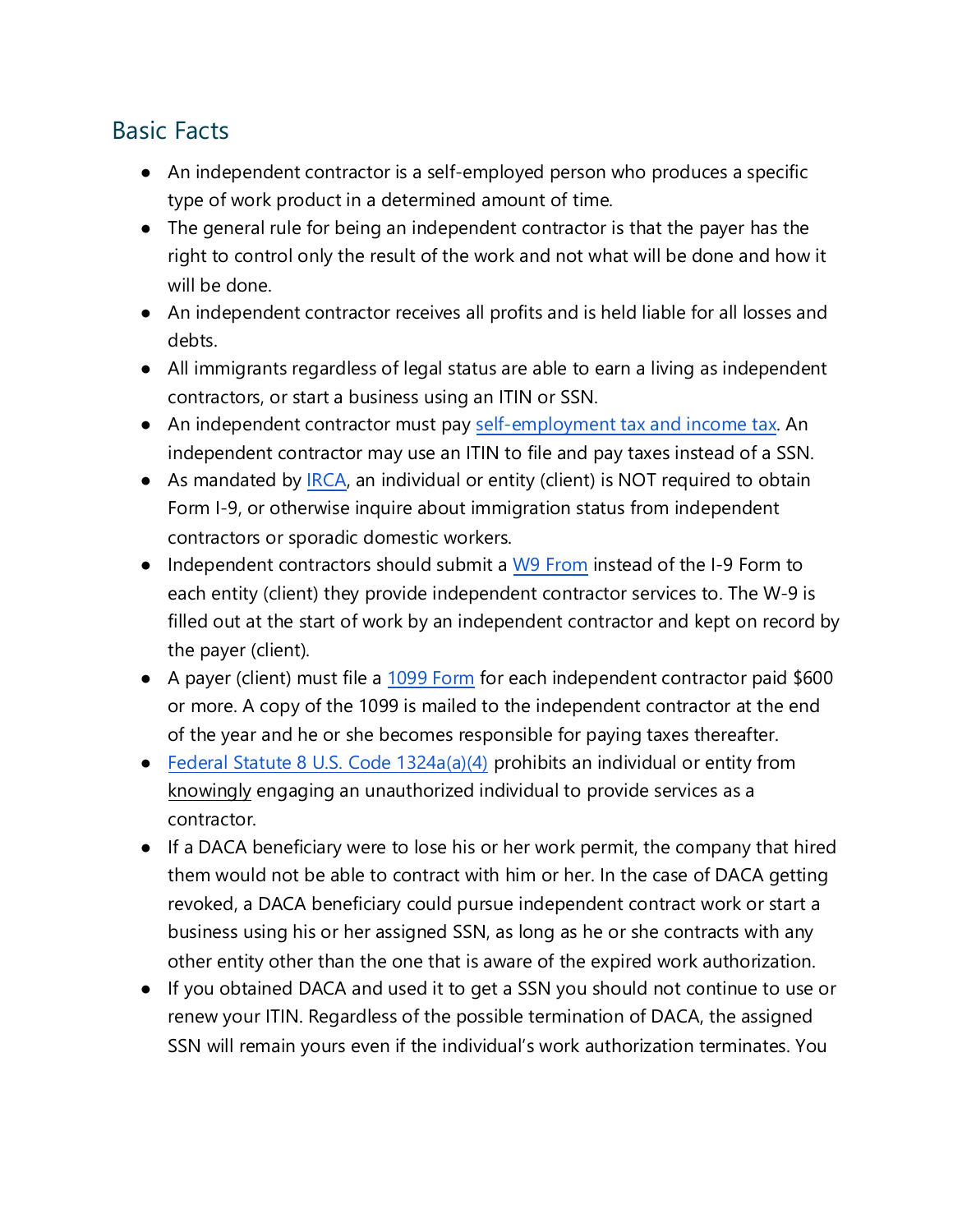## Basic Facts

- An independent contractor is a self-employed person who produces a specific type of work product in a determined amount of time.
- The general rule for being an independent contractor is that the payer has the right to control only the result of the work and not what will be done and how it will be done.
- An independent contractor receives all profits and is held liable for all losses and debts.
- All immigrants regardless of legal status are able to earn a living as independent contractors, or start a business using an ITIN or SSN.
- An independent contractor must pay self-employment tax and income tax. An independent contractor may use an ITIN to file and pay taxes instead of a SSN.
- As mandated by IRCA, an individual or entity (client) is NOT required to obtain Form I-9, or otherwise inquire about immigration status from independent contractors or sporadic domestic workers.
- Independent contractors should submit a W9 From instead of the I-9 Form to each entity (client) they provide independent contractor services to. The W-9 is filled out at the start of work by an independent contractor and kept on record by the payer (client).
- A payer (client) must file a 1099 Form for each independent contractor paid $600 or more. A copy of the 1099 is mailed to the independent contractor at the end of the year and he or she becomes responsible for paying taxes thereafter.
- Federal Statute 8 U.S. Code 1324a(a)(4) prohibits an individual or entity from knowingly engaging an unauthorized individual to provide services as a contractor.
- If a DACA beneficiary were to lose his or her work permit, the company that hired them would not be able to contract with him or her. In the case of DACA getting revoked, a DACA beneficiary could pursue independent contract work or start a business using his or her assigned SSN, as long as he or she contracts with any other entity other than the one that is aware of the expired work authorization.
- If you obtained DACA and used it to get a SSN you should not continue to use or renew your ITIN. Regardless of the possible termination of DACA, the assigned SSN will remain yours even if the individual's work authorization terminates. You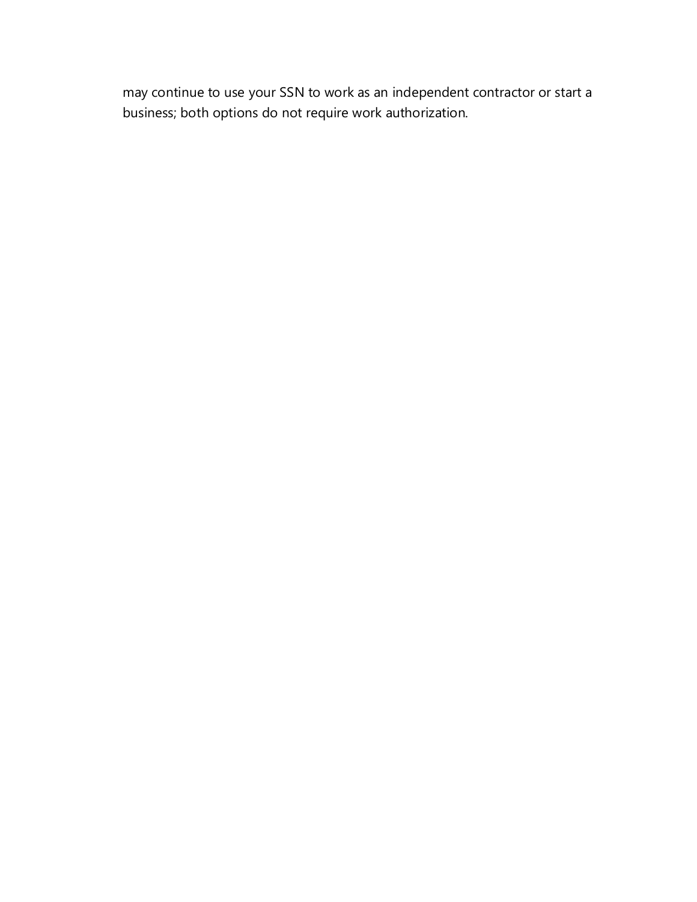may continue to use your SSN to work as an independent contractor or start a business; both options do not require work authorization.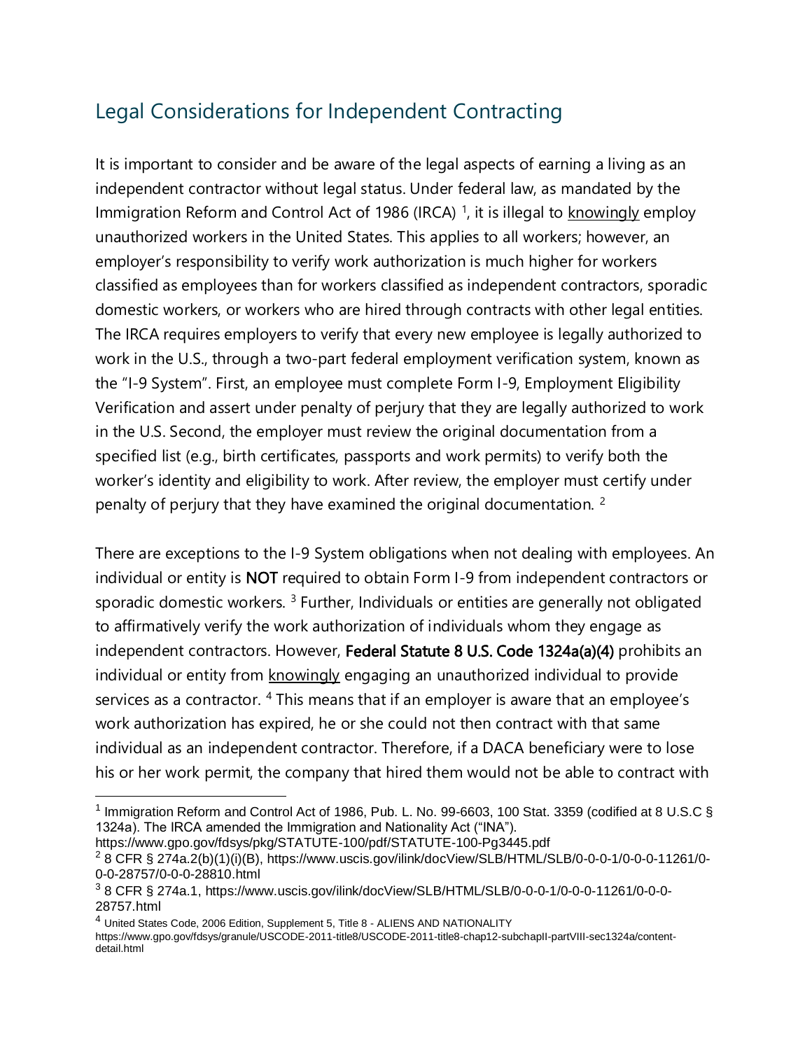## Legal Considerations for Independent Contracting

It is important to consider and be aware of the legal aspects of earning a living as an independent contractor without legal status. Under federal law, as mandated by the Immigration Reform and Control Act of 1986 (IRCA) [1], it is illegal to <u>knowingly</u> employ unauthorized workers in the United States. This applies to all workers; however, an employer's responsibility to verify work authorization is much higher for workers classified as employees than for workers classified as independent contractors, sporadic domestic workers, or workers who are hired through contracts with other legal entities. The IRCA requires employers to verify that every new employee is legally authorized to work in the U.S., through a two-part federal employment verification system, known as the "I-9 System". First, an employee must complete Form I-9, Employment Eligibility Verification and assert under penalty of perjury that they are legally authorized to work in the U.S. Second, the employer must review the original documentation from a specified list (e.g., birth certificates, passports and work permits) to verify both the worker's identity and eligibility to work. After review, the employer must certify under penalty of perjury that they have examined the original documentation. [2]

There are exceptions to the I-9 System obligations when not dealing with employees. An individual or entity is **NOT** required to obtain Form I-9 from independent contractors or sporadic domestic workers. [3] Further, Individuals or entities are generally not obligated to affirmatively verify the work authorization of individuals whom they engage as independent contractors. However, **Federal Statute 8 U.S. Code 1324a(a)(4)** prohibits an individual or entity from <u>knowingly</u> engaging an unauthorized individual to provide services as a contractor. [4] This means that if an employer is aware that an employee's work authorization has expired, he or she could not then contract with that same individual as an independent contractor. Therefore, if a DACA beneficiary were to lose his or her work permit, the company that hired them would not be able to contract with

---

[1] Immigration Reform and Control Act of 1986, Pub. L. No. 99-6603, 100 Stat. 3359 (codified at 8 U.S.C § 1324a). The IRCA amended the Immigration and Nationality Act ("INA"). https://www.gpo.gov/fdsys/pkg/STATUTE-100/pdf/STATUTE-100-Pg3445.pdf

[2] 8 CFR § 274a.2(b)(1)(i)(B), https://www.uscis.gov/ilink/docView/SLB/HTML/SLB/0-0-0-1/0-0-0-11261/0-0-0-28757/0-0-0-28810.html

[3] 8 CFR § 274a.1, https://www.uscis.gov/ilink/docView/SLB/HTML/SLB/0-0-0-1/0-0-0-11261/0-0-0-28757.html

[4] United States Code, 2006 Edition, Supplement 5, Title 8 - ALIENS AND NATIONALITY https://www.gpo.gov/fdsys/granule/USCODE-2011-title8/USCODE-2011-title8-chap12-subchapII-partVIII-sec1324a/content-detail.html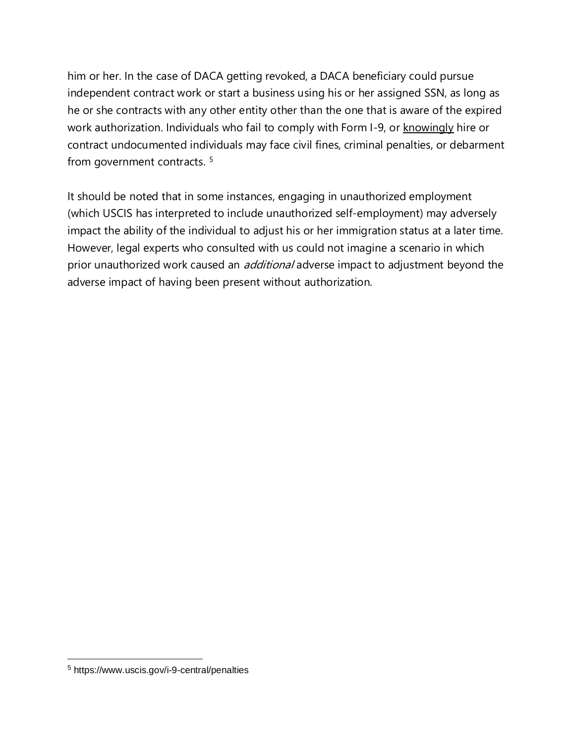him or her. In the case of DACA getting revoked, a DACA beneficiary could pursue independent contract work or start a business using his or her assigned SSN, as long as he or she contracts with any other entity other than the one that is aware of the expired work authorization. Individuals who fail to comply with Form I-9, or <u>knowingly</u> hire or contract undocumented individuals may face civil fines, criminal penalties, or debarment from government contracts. [5]

It should be noted that in some instances, engaging in unauthorized employment (which USCIS has interpreted to include unauthorized self-employment) may adversely impact the ability of the individual to adjust his or her immigration status at a later time. However, legal experts who consulted with us could not imagine a scenario in which prior unauthorized work caused an *additional* adverse impact to adjustment beyond the adverse impact of having been present without authorization.

---

[5] https://www.uscis.gov/i-9-central/penalties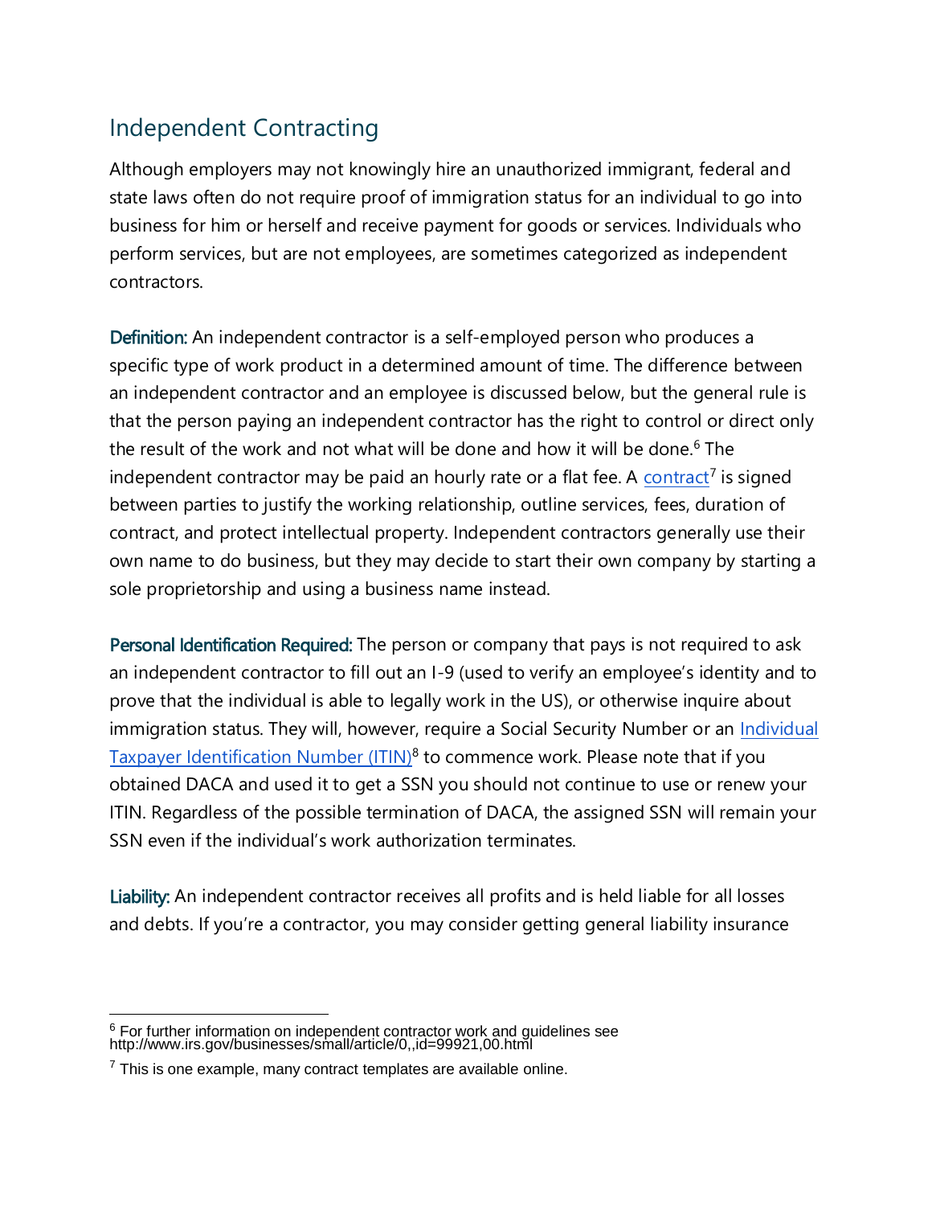## Independent Contracting

Although employers may not knowingly hire an unauthorized immigrant, federal and state laws often do not require proof of immigration status for an individual to go into business for him or herself and receive payment for goods or services. Individuals who perform services, but are not employees, are sometimes categorized as independent contractors.

**Definition:** An independent contractor is a self-employed person who produces a specific type of work product in a determined amount of time. The difference between an independent contractor and an employee is discussed below, but the general rule is that the person paying an independent contractor has the right to control or direct only the result of the work and not what will be done and how it will be done.[6] The independent contractor may be paid an hourly rate or a flat fee. A contract[7] is signed between parties to justify the working relationship, outline services, fees, duration of contract, and protect intellectual property. Independent contractors generally use their own name to do business, but they may decide to start their own company by starting a sole proprietorship and using a business name instead.

**Personal Identification Required:** The person or company that pays is not required to ask an independent contractor to fill out an I-9 (used to verify an employee's identity and to prove that the individual is able to legally work in the US), or otherwise inquire about immigration status. They will, however, require a Social Security Number or an Individual Taxpayer Identification Number (ITIN)[8] to commence work. Please note that if you obtained DACA and used it to get a SSN you should not continue to use or renew your ITIN. Regardless of the possible termination of DACA, the assigned SSN will remain your SSN even if the individual's work authorization terminates.

**Liability:** An independent contractor receives all profits and is held liable for all losses and debts. If you're a contractor, you may consider getting general liability insurance

---

[6] For further information on independent contractor work and guidelines see http://www.irs.gov/businesses/small/article/0,,id=99921,00.html

[7] This is one example, many contract templates are available online.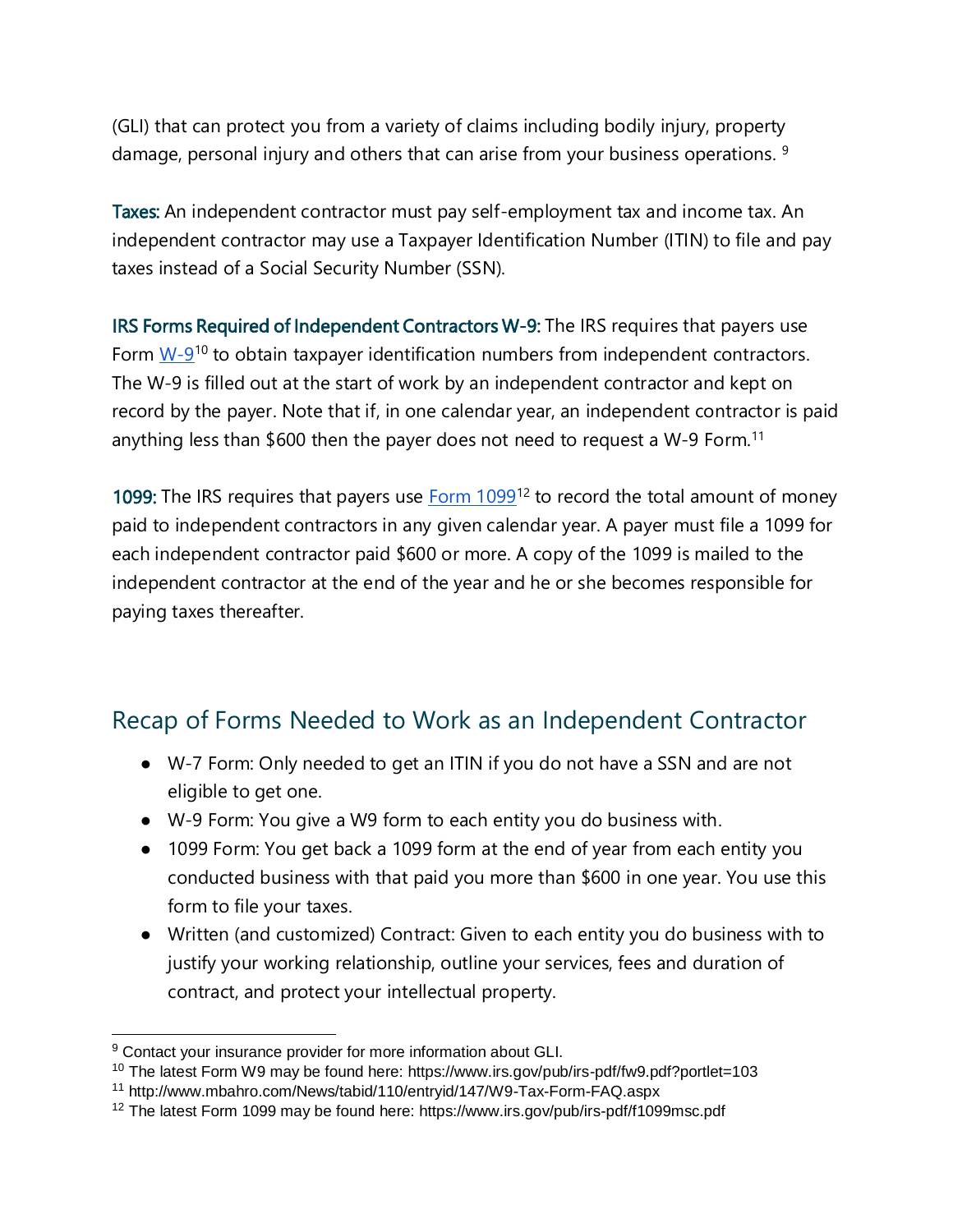(GLI) that can protect you from a variety of claims including bodily injury, property damage, personal injury and others that can arise from your business operations. [9]

**Taxes:** An independent contractor must pay self-employment tax and income tax. An independent contractor may use a Taxpayer Identification Number (ITIN) to file and pay taxes instead of a Social Security Number (SSN).

**IRS Forms Required of Independent Contractors W-9:** The IRS requires that payers use Form [W-9][10] to obtain taxpayer identification numbers from independent contractors. The W-9 is filled out at the start of work by an independent contractor and kept on record by the payer. Note that if, in one calendar year, an independent contractor is paid anything less than $600 then the payer does not need to request a W-9 Form.[11]

**1099:** The IRS requires that payers use [Form 1099][12] to record the total amount of money paid to independent contractors in any given calendar year. A payer must file a 1099 for each independent contractor paid $600 or more. A copy of the 1099 is mailed to the independent contractor at the end of the year and he or she becomes responsible for paying taxes thereafter.

## Recap of Forms Needed to Work as an Independent Contractor

- W-7 Form: Only needed to get an ITIN if you do not have a SSN and are not eligible to get one.
- W-9 Form: You give a W9 form to each entity you do business with.
- 1099 Form: You get back a 1099 form at the end of year from each entity you conducted business with that paid you more than $600 in one year. You use this form to file your taxes.
- Written (and customized) Contract: Given to each entity you do business with to justify your working relationship, outline your services, fees and duration of contract, and protect your intellectual property.

---

[9] Contact your insurance provider for more information about GLI.

[10] The latest Form W9 may be found here: https://www.irs.gov/pub/irs-pdf/fw9.pdf?portlet=103

[11] http://www.mbahro.com/News/tabid/110/entryid/147/W9-Tax-Form-FAQ.aspx

[12] The latest Form 1099 may be found here: https://www.irs.gov/pub/irs-pdf/f1099msc.pdf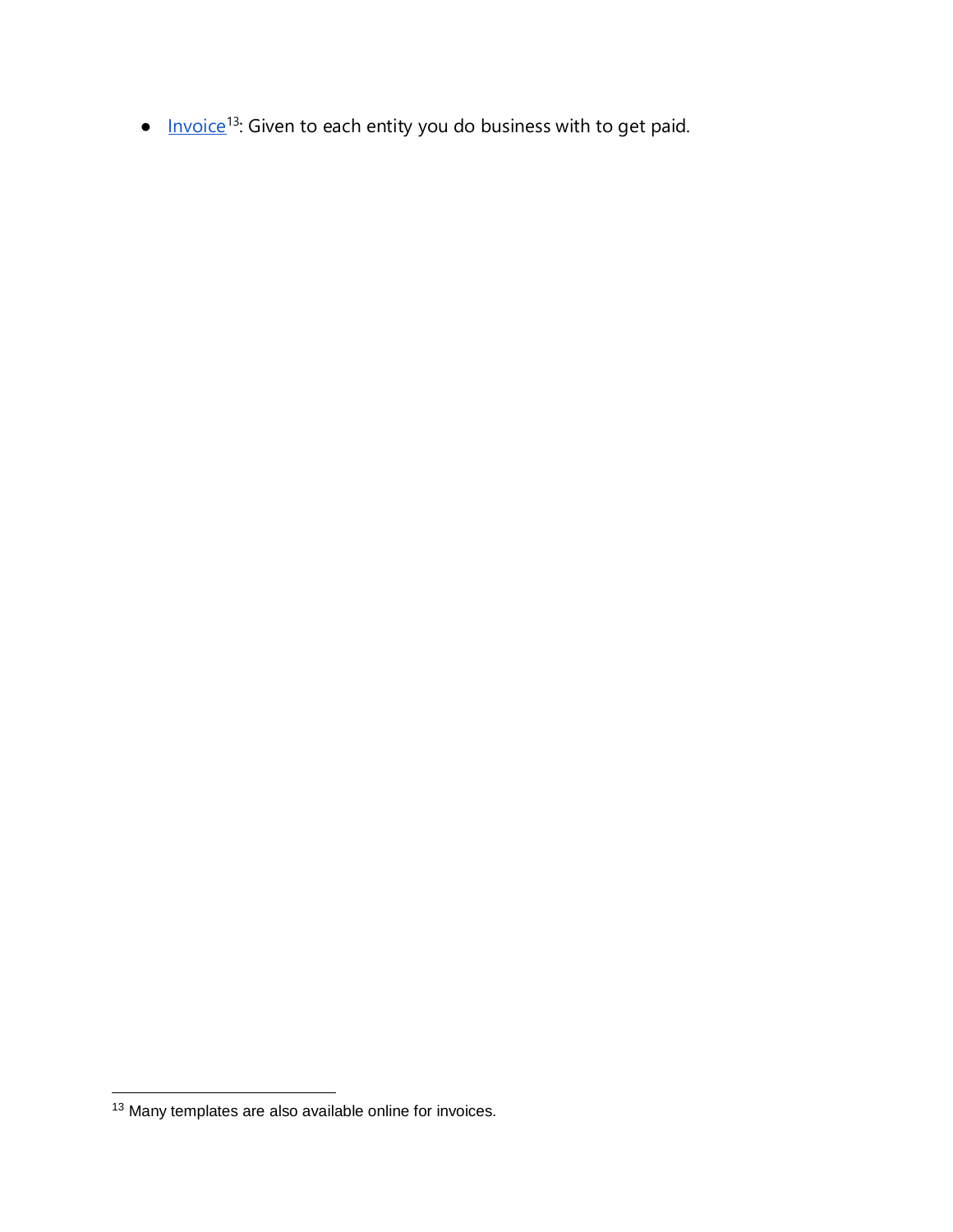- Invoice[13]: Given to each entity you do business with to get paid.

[13] Many templates are also available online for invoices.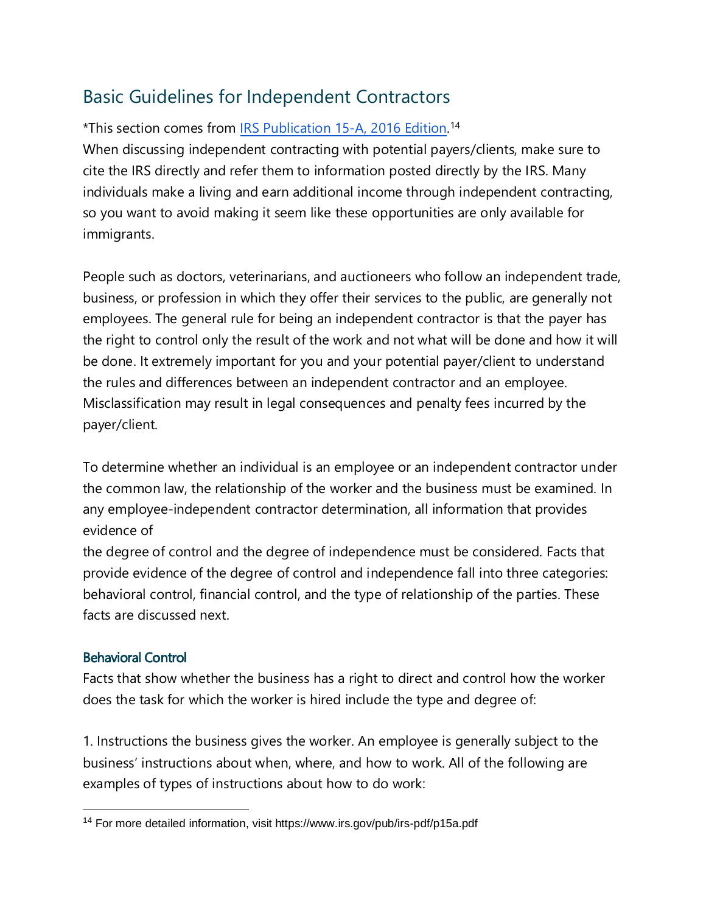## Basic Guidelines for Independent Contractors

*This section comes from [IRS Publication 15-A, 2016 Edition](https://www.irs.gov/pub/irs-pdf/p15a.pdf).[14]

When discussing independent contracting with potential payers/clients, make sure to cite the IRS directly and refer them to information posted directly by the IRS. Many individuals make a living and earn additional income through independent contracting, so you want to avoid making it seem like these opportunities are only available for immigrants.

People such as doctors, veterinarians, and auctioneers who follow an independent trade, business, or profession in which they offer their services to the public, are generally not employees. The general rule for being an independent contractor is that the payer has the right to control only the result of the work and not what will be done and how it will be done. It extremely important for you and your potential payer/client to understand the rules and differences between an independent contractor and an employee. Misclassification may result in legal consequences and penalty fees incurred by the payer/client.

To determine whether an individual is an employee or an independent contractor under the common law, the relationship of the worker and the business must be examined. In any employee-independent contractor determination, all information that provides evidence of the degree of control and the degree of independence must be considered. Facts that provide evidence of the degree of control and independence fall into three categories: behavioral control, financial control, and the type of relationship of the parties. These facts are discussed next.

### Behavioral Control

Facts that show whether the business has a right to direct and control how the worker does the task for which the worker is hired include the type and degree of:

1. Instructions the business gives the worker. An employee is generally subject to the business' instructions about when, where, and how to work. All of the following are examples of types of instructions about how to do work:

---

[14] For more detailed information, visit https://www.irs.gov/pub/irs-pdf/p15a.pdf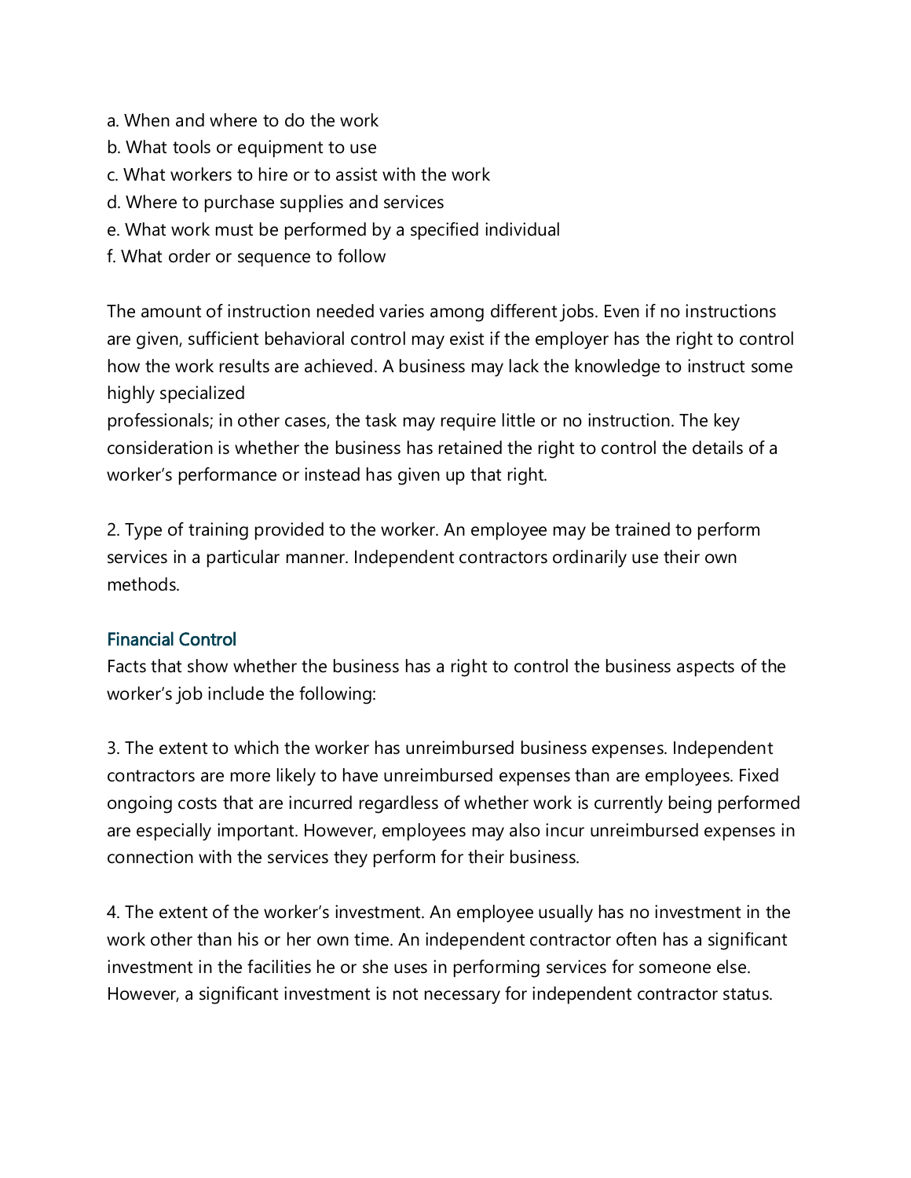a. When and where to do the work
b. What tools or equipment to use
c. What workers to hire or to assist with the work
d. Where to purchase supplies and services
e. What work must be performed by a specified individual
f. What order or sequence to follow

The amount of instruction needed varies among different jobs. Even if no instructions are given, sufficient behavioral control may exist if the employer has the right to control how the work results are achieved. A business may lack the knowledge to instruct some highly specialized professionals; in other cases, the task may require little or no instruction. The key consideration is whether the business has retained the right to control the details of a worker's performance or instead has given up that right.

2. Type of training provided to the worker. An employee may be trained to perform services in a particular manner. Independent contractors ordinarily use their own methods.

### Financial Control

Facts that show whether the business has a right to control the business aspects of the worker's job include the following:

3. The extent to which the worker has unreimbursed business expenses. Independent contractors are more likely to have unreimbursed expenses than are employees. Fixed ongoing costs that are incurred regardless of whether work is currently being performed are especially important. However, employees may also incur unreimbursed expenses in connection with the services they perform for their business.

4. The extent of the worker's investment. An employee usually has no investment in the work other than his or her own time. An independent contractor often has a significant investment in the facilities he or she uses in performing services for someone else. However, a significant investment is not necessary for independent contractor status.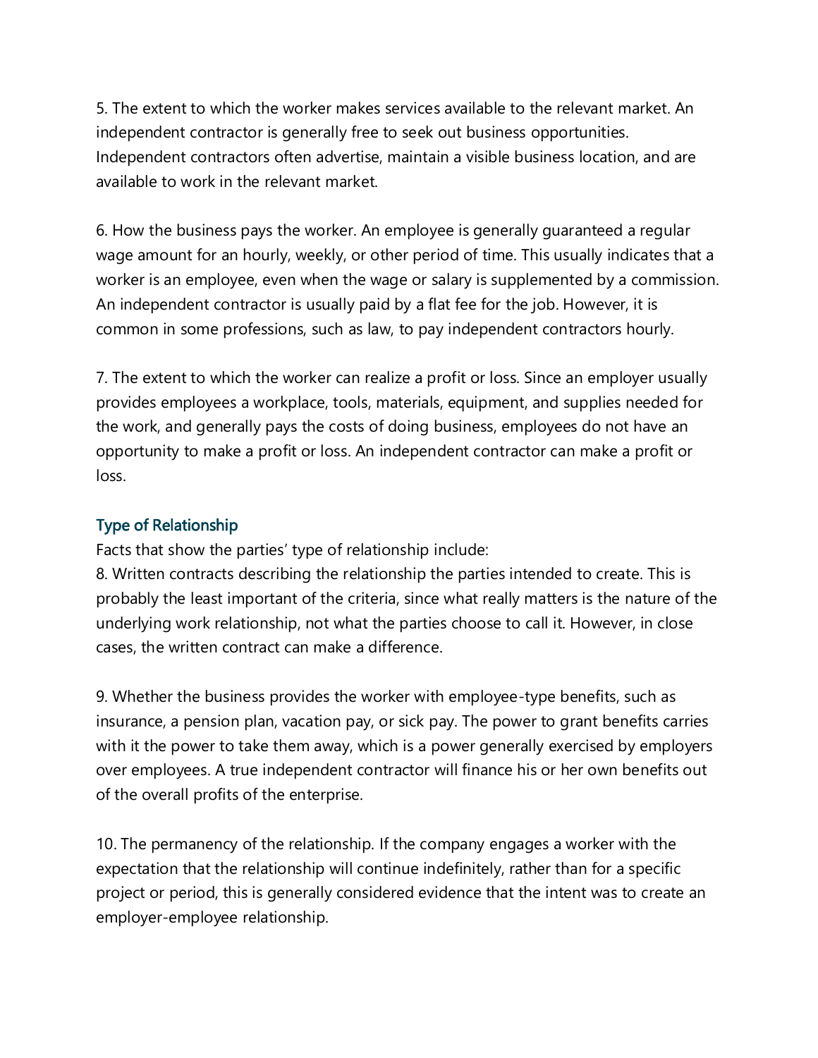5. The extent to which the worker makes services available to the relevant market. An independent contractor is generally free to seek out business opportunities. Independent contractors often advertise, maintain a visible business location, and are available to work in the relevant market.

6. How the business pays the worker. An employee is generally guaranteed a regular wage amount for an hourly, weekly, or other period of time. This usually indicates that a worker is an employee, even when the wage or salary is supplemented by a commission. An independent contractor is usually paid by a flat fee for the job. However, it is common in some professions, such as law, to pay independent contractors hourly.

7. The extent to which the worker can realize a profit or loss. Since an employer usually provides employees a workplace, tools, materials, equipment, and supplies needed for the work, and generally pays the costs of doing business, employees do not have an opportunity to make a profit or loss. An independent contractor can make a profit or loss.

### Type of Relationship

Facts that show the parties' type of relationship include:

8. Written contracts describing the relationship the parties intended to create. This is probably the least important of the criteria, since what really matters is the nature of the underlying work relationship, not what the parties choose to call it. However, in close cases, the written contract can make a difference.

9. Whether the business provides the worker with employee-type benefits, such as insurance, a pension plan, vacation pay, or sick pay. The power to grant benefits carries with it the power to take them away, which is a power generally exercised by employers over employees. A true independent contractor will finance his or her own benefits out of the overall profits of the enterprise.

10. The permanency of the relationship. If the company engages a worker with the expectation that the relationship will continue indefinitely, rather than for a specific project or period, this is generally considered evidence that the intent was to create an employer-employee relationship.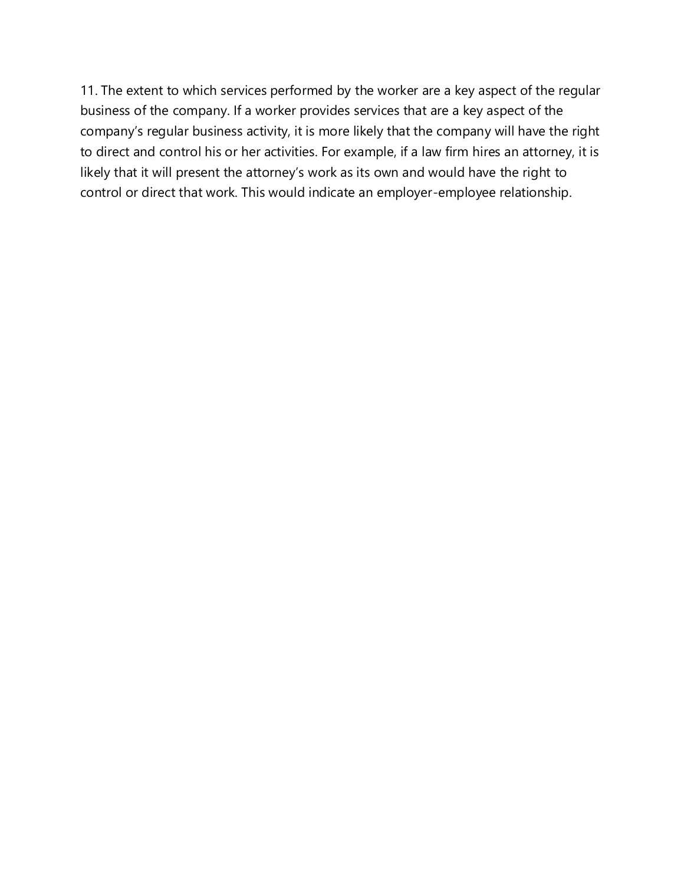11. The extent to which services performed by the worker are a key aspect of the regular business of the company. If a worker provides services that are a key aspect of the company's regular business activity, it is more likely that the company will have the right to direct and control his or her activities. For example, if a law firm hires an attorney, it is likely that it will present the attorney's work as its own and would have the right to control or direct that work. This would indicate an employer-employee relationship.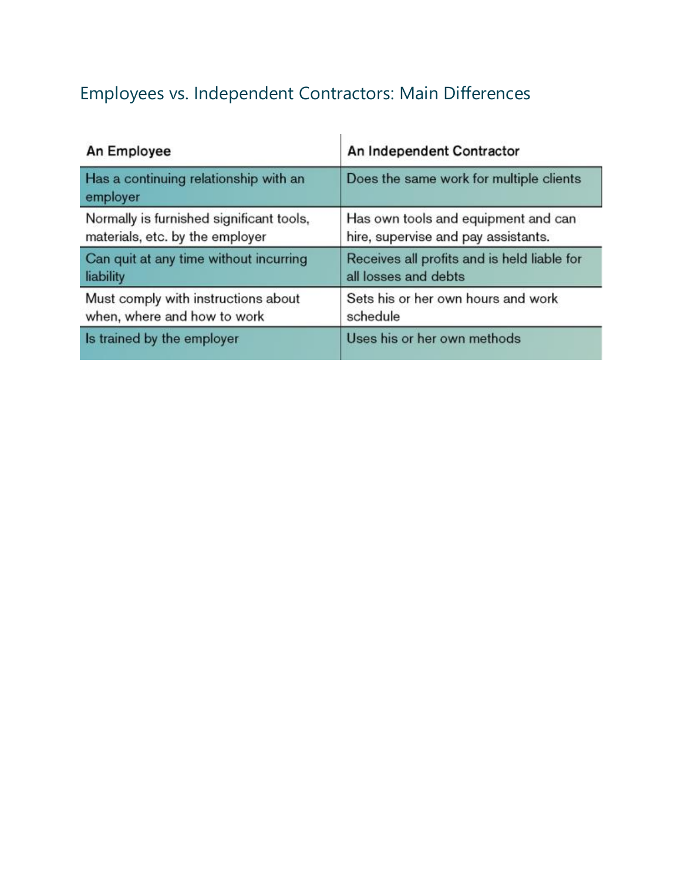## Employees vs. Independent Contractors: Main Differences

| An Employee | An Independent Contractor |
|---|---|
| Has a continuing relationship with an employer | Does the same work for multiple clients |
| Normally is furnished significant tools, materials, etc. by the employer | Has own tools and equipment and can hire, supervise and pay assistants. |
| Can quit at any time without incurring liability | Receives all profits and is held liable for all losses and debts |
| Must comply with instructions about when, where and how to work | Sets his or her own hours and work schedule |
| Is trained by the employer | Uses his or her own methods |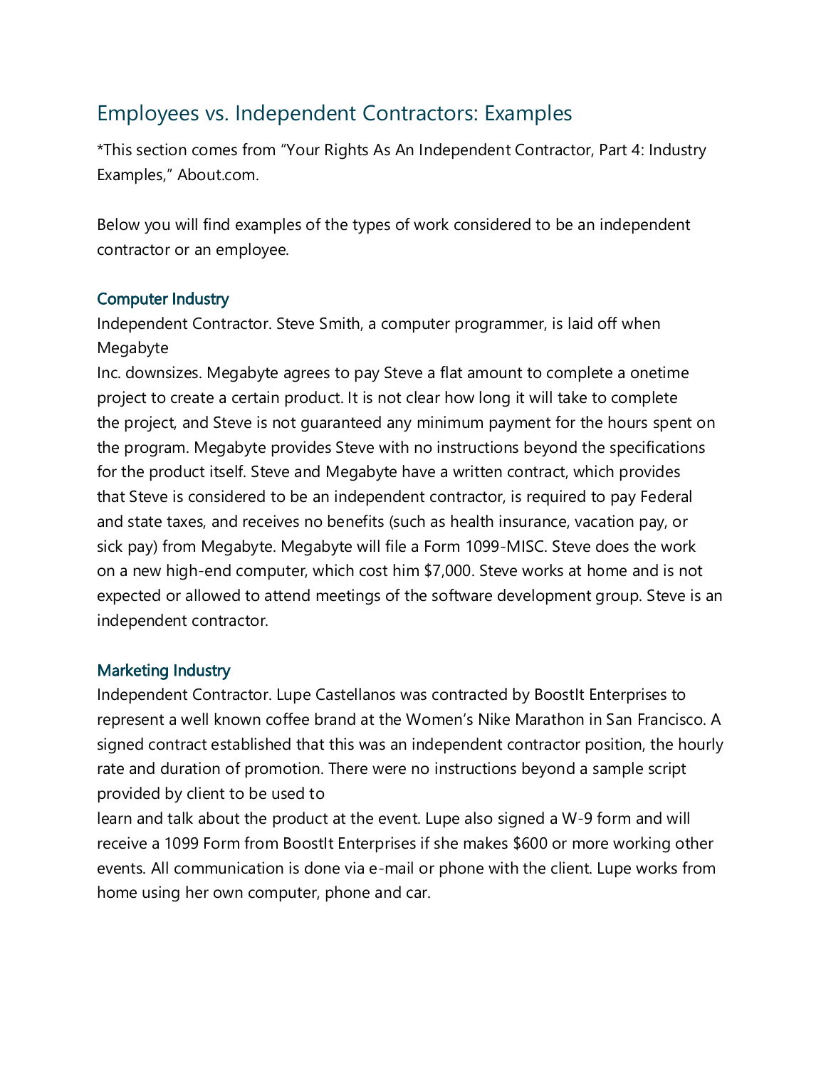## Employees vs. Independent Contractors: Examples

*This section comes from "Your Rights As An Independent Contractor, Part 4: Industry Examples," About.com.

Below you will find examples of the types of work considered to be an independent contractor or an employee.

### Computer Industry

Independent Contractor. Steve Smith, a computer programmer, is laid off when Megabyte Inc. downsizes. Megabyte agrees to pay Steve a flat amount to complete a onetime project to create a certain product. It is not clear how long it will take to complete the project, and Steve is not guaranteed any minimum payment for the hours spent on the program. Megabyte provides Steve with no instructions beyond the specifications for the product itself. Steve and Megabyte have a written contract, which provides that Steve is considered to be an independent contractor, is required to pay Federal and state taxes, and receives no benefits (such as health insurance, vacation pay, or sick pay) from Megabyte. Megabyte will file a Form 1099-MISC. Steve does the work on a new high-end computer, which cost him $7,000. Steve works at home and is not expected or allowed to attend meetings of the software development group. Steve is an independent contractor.

### Marketing Industry

Independent Contractor. Lupe Castellanos was contracted by BoostIt Enterprises to represent a well known coffee brand at the Women's Nike Marathon in San Francisco. A signed contract established that this was an independent contractor position, the hourly rate and duration of promotion. There were no instructions beyond a sample script provided by client to be used to learn and talk about the product at the event. Lupe also signed a W-9 form and will receive a 1099 Form from BoostIt Enterprises if she makes $600 or more working other events. All communication is done via e-mail or phone with the client. Lupe works from home using her own computer, phone and car.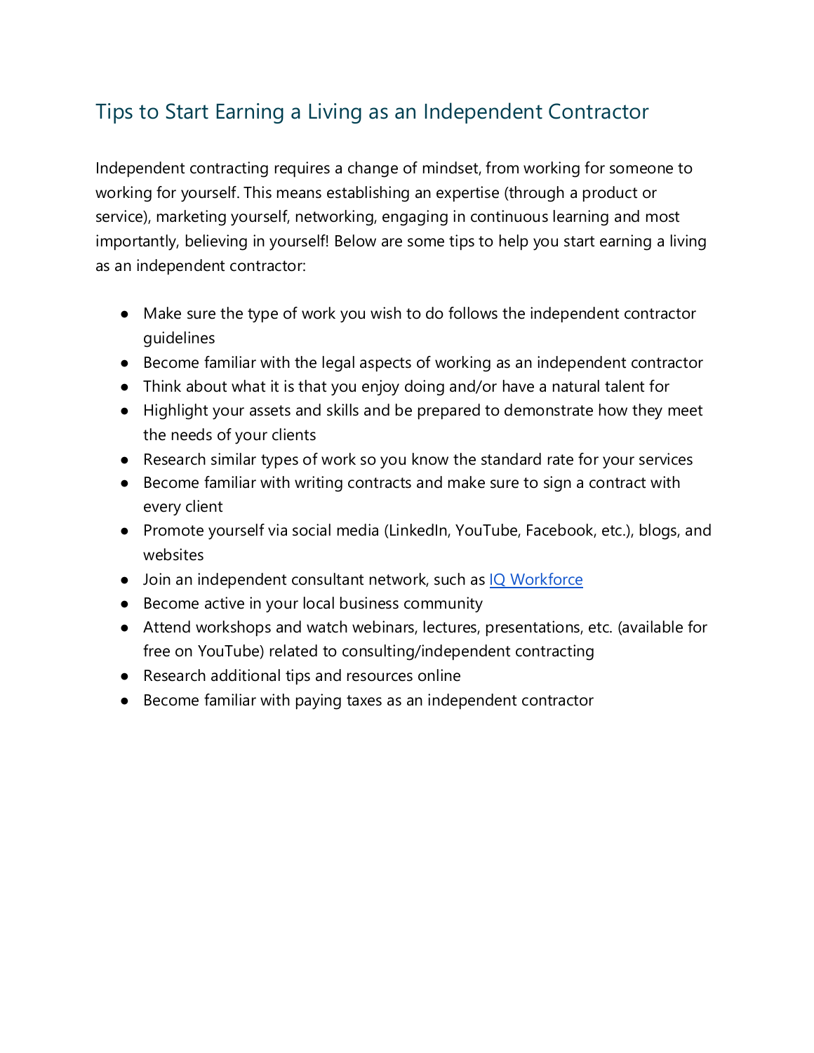## Tips to Start Earning a Living as an Independent Contractor

Independent contracting requires a change of mindset, from working for someone to working for yourself. This means establishing an expertise (through a product or service), marketing yourself, networking, engaging in continuous learning and most importantly, believing in yourself! Below are some tips to help you start earning a living as an independent contractor:

- Make sure the type of work you wish to do follows the independent contractor guidelines
- Become familiar with the legal aspects of working as an independent contractor
- Think about what it is that you enjoy doing and/or have a natural talent for
- Highlight your assets and skills and be prepared to demonstrate how they meet the needs of your clients
- Research similar types of work so you know the standard rate for your services
- Become familiar with writing contracts and make sure to sign a contract with every client
- Promote yourself via social media (LinkedIn, YouTube, Facebook, etc.), blogs, and websites
- Join an independent consultant network, such as [IQ Workforce]
- Become active in your local business community
- Attend workshops and watch webinars, lectures, presentations, etc. (available for free on YouTube) related to consulting/independent contracting
- Research additional tips and resources online
- Become familiar with paying taxes as an independent contractor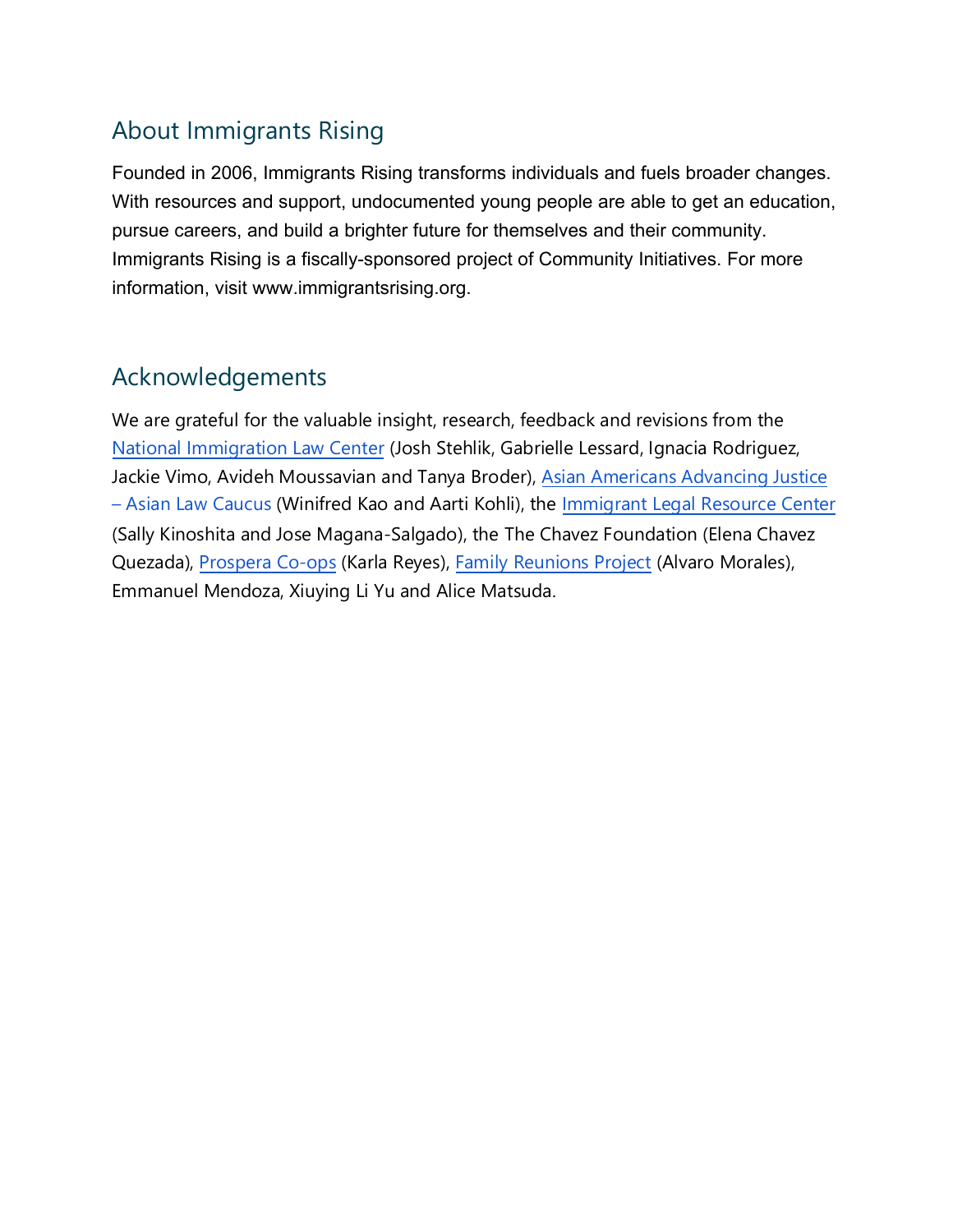## About Immigrants Rising

Founded in 2006, Immigrants Rising transforms individuals and fuels broader changes. With resources and support, undocumented young people are able to get an education, pursue careers, and build a brighter future for themselves and their community. Immigrants Rising is a fiscally-sponsored project of Community Initiatives. For more information, visit www.immigrantsrising.org.

## Acknowledgements

We are grateful for the valuable insight, research, feedback and revisions from the National Immigration Law Center (Josh Stehlik, Gabrielle Lessard, Ignacia Rodriguez, Jackie Vimo, Avideh Moussavian and Tanya Broder), Asian Americans Advancing Justice – Asian Law Caucus (Winifred Kao and Aarti Kohli), the Immigrant Legal Resource Center (Sally Kinoshita and Jose Magana-Salgado), the The Chavez Foundation (Elena Chavez Quezada), Prospera Co-ops (Karla Reyes), Family Reunions Project (Alvaro Morales), Emmanuel Mendoza, Xiuying Li Yu and Alice Matsuda.